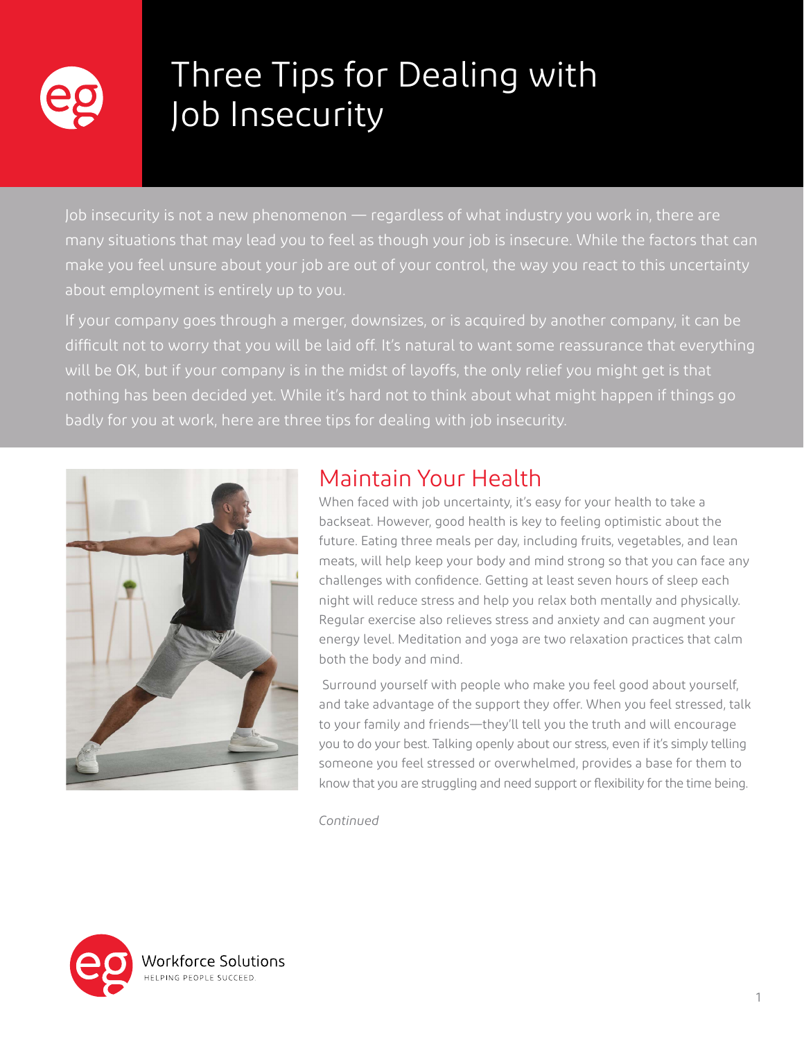# Three Tips for Dealing with Job Insecurity

Job insecurity is not a new phenomenon — regardless of what industry you work in, there are many situations that may lead you to feel as though your job is insecure. While the factors that can make you feel unsure about your job are out of your control, the way you react to this uncertainty about employment is entirely up to you.

If your company goes through a merger, downsizes, or is acquired by another company, it can be difficult not to worry that you will be laid off. It's natural to want some reassurance that everything will be OK, but if your company is in the midst of layoffs, the only relief you might get is that nothing has been decided yet. While it's hard not to think about what might happen if things go badly for you at work, here are three tips for dealing with job insecurity.

## Maintain Your Health

When faced with job uncertainty, it's easy for your health to take a backseat. However, good health is key to feeling optimistic about the future. Eating three meals per day, including fruits, vegetables, and lean meats, will help keep your body and mind strong so that you can face any challenges with confidence. Getting at least seven hours of sleep each night will reduce stress and help you relax both mentally and physically. Regular exercise also relieves stress and anxiety and can augment your energy level. Meditation and yoga are two relaxation practices that calm both the body and mind.

Surround yourself with people who make you feel good about yourself, and take advantage of the support they offer. When you feel stressed, talk to your family and friends—they'll tell you the truth and will encourage you to do your best. Talking openly about our stress, even if it's simply telling someone you feel stressed or overwhelmed, provides a base for them to know that you are struggling and need support or flexibility for the time being.

*Continued*

Workforce Solutions
HELPING PEOPLE SUCCEED.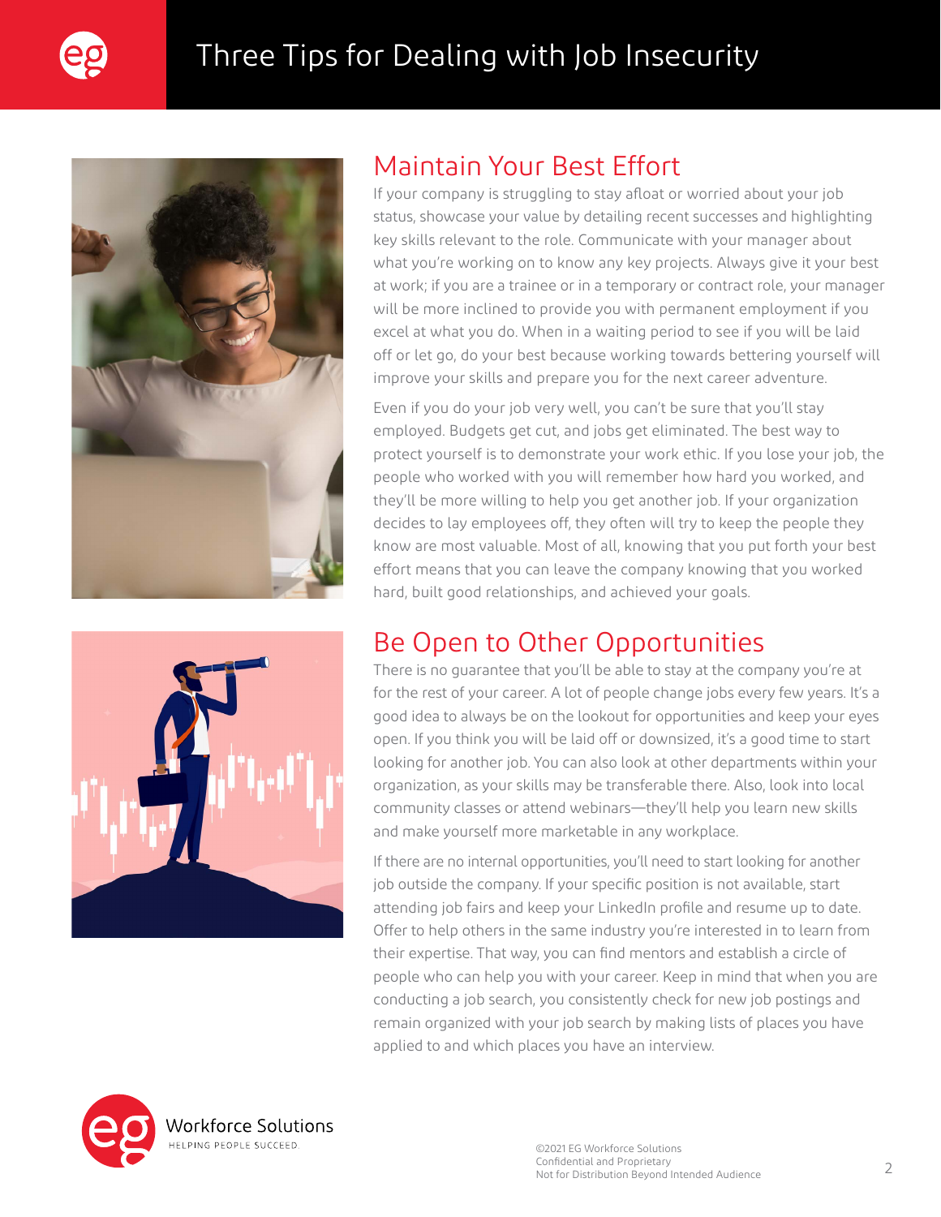# Three Tips for Dealing with Job Insecurity

## Maintain Your Best Effort

If your company is struggling to stay afloat or worried about your job status, showcase your value by detailing recent successes and highlighting key skills relevant to the role. Communicate with your manager about what you're working on to know any key projects. Always give it your best at work; if you are a trainee or in a temporary or contract role, your manager will be more inclined to provide you with permanent employment if you excel at what you do. When in a waiting period to see if you will be laid off or let go, do your best because working towards bettering yourself will improve your skills and prepare you for the next career adventure.

Even if you do your job very well, you can't be sure that you'll stay employed. Budgets get cut, and jobs get eliminated. The best way to protect yourself is to demonstrate your work ethic. If you lose your job, the people who worked with you will remember how hard you worked, and they'll be more willing to help you get another job. If your organization decides to lay employees off, they often will try to keep the people they know are most valuable. Most of all, knowing that you put forth your best effort means that you can leave the company knowing that you worked hard, built good relationships, and achieved your goals.

## Be Open to Other Opportunities

There is no guarantee that you'll be able to stay at the company you're at for the rest of your career. A lot of people change jobs every few years. It's a good idea to always be on the lookout for opportunities and keep your eyes open. If you think you will be laid off or downsized, it's a good time to start looking for another job. You can also look at other departments within your organization, as your skills may be transferable there. Also, look into local community classes or attend webinars—they'll help you learn new skills and make yourself more marketable in any workplace.

If there are no internal opportunities, you'll need to start looking for another job outside the company. If your specific position is not available, start attending job fairs and keep your LinkedIn profile and resume up to date. Offer to help others in the same industry you're interested in to learn from their expertise. That way, you can find mentors and establish a circle of people who can help you with your career. Keep in mind that when you are conducting a job search, you consistently check for new job postings and remain organized with your job search by making lists of places you have applied to and which places you have an interview.

Workforce Solutions
HELPING PEOPLE SUCCEED.

©2021 EG Workforce Solutions
Confidential and Proprietary
Not for Distribution Beyond Intended Audience